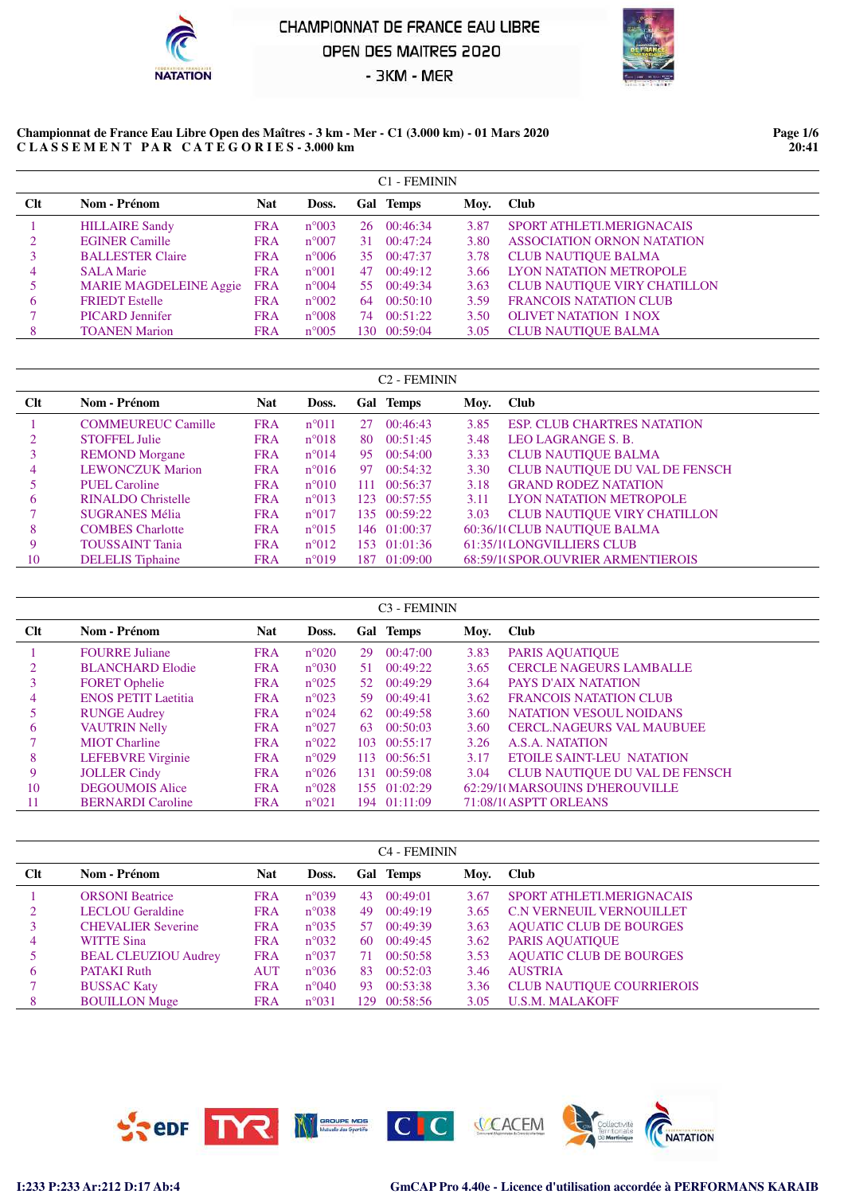# CHAMPIONNAT DE FRANCE EAU LIBRE

## OPEN DES MAITRES 2020

## - 3KM - MER

**Championnat de France Eau Libre Open des Maîtres - 3 km - Mer - C1 (3.000 km) - 01 Mars 2020**

**CLASSEMENT PAR CATEGORIES - 3.000 km**

### C1 - FEMININ

| Clt | Nom - Prénom | Nat | Doss. | Gal | Temps | Moy. | Club |
|---|---|---|---|---|---|---|---|
| 1 | HILLAIRE Sandy | FRA | n°003 | 26 | 00:46:34 | 3.87 | SPORT ATHLETI.MERIGNACAIS |
| 2 | EGINER Camille | FRA | n°007 | 31 | 00:47:24 | 3.80 | ASSOCIATION ORNON NATATION |
| 3 | BALLESTER Claire | FRA | n°006 | 35 | 00:47:37 | 3.78 | CLUB NAUTIQUE BALMA |
| 4 | SALA Marie | FRA | n°001 | 47 | 00:49:12 | 3.66 | LYON NATATION METROPOLE |
| 5 | MARIE MAGDELEINE Aggie | FRA | n°004 | 55 | 00:49:34 | 3.63 | CLUB NAUTIQUE VIRY CHATILLON |
| 6 | FRIEDT Estelle | FRA | n°002 | 64 | 00:50:10 | 3.59 | FRANCOIS NATATION CLUB |
| 7 | PICARD Jennifer | FRA | n°008 | 74 | 00:51:22 | 3.50 | OLIVET NATATION I NOX |
| 8 | TOANEN Marion | FRA | n°005 | 130 | 00:59:04 | 3.05 | CLUB NAUTIQUE BALMA |

### C2 - FEMININ

| Clt | Nom - Prénom | Nat | Doss. | Gal | Temps | Moy. | Club |
|---|---|---|---|---|---|---|---|
| 1 | COMMEUREUC Camille | FRA | n°011 | 27 | 00:46:43 | 3.85 | ESP. CLUB CHARTRES NATATION |
| 2 | STOFFEL Julie | FRA | n°018 | 80 | 00:51:45 | 3.48 | LEO LAGRANGE S. B. |
| 3 | REMOND Morgane | FRA | n°014 | 95 | 00:54:00 | 3.33 | CLUB NAUTIQUE BALMA |
| 4 | LEWONCZUK Marion | FRA | n°016 | 97 | 00:54:32 | 3.30 | CLUB NAUTIQUE DU VAL DE FENSCH |
| 5 | PUEL Caroline | FRA | n°010 | 111 | 00:56:37 | 3.18 | GRAND RODEZ NATATION |
| 6 | RINALDO Christelle | FRA | n°013 | 123 | 00:57:55 | 3.11 | LYON NATATION METROPOLE |
| 7 | SUGRANES Mélia | FRA | n°017 | 135 | 00:59:22 | 3.03 | CLUB NAUTIQUE VIRY CHATILLON |
| 8 | COMBES Charlotte | FRA | n°015 | 146 | 01:00:37 | 60:36/1( | CLUB NAUTIQUE BALMA |
| 9 | TOUSSAINT Tania | FRA | n°012 | 153 | 01:01:36 | 61:35/1( | LONGVILLIERS CLUB |
| 10 | DELELIS Tiphaine | FRA | n°019 | 187 | 01:09:00 | 68:59/1( | SPOR.OUVRIER ARMENTIEROIS |

### C3 - FEMININ

| Clt | Nom - Prénom | Nat | Doss. | Gal | Temps | Moy. | Club |
|---|---|---|---|---|---|---|---|
| 1 | FOURRE Juliane | FRA | n°020 | 29 | 00:47:00 | 3.83 | PARIS AQUATIQUE |
| 2 | BLANCHARD Elodie | FRA | n°030 | 51 | 00:49:22 | 3.65 | CERCLE NAGEURS LAMBALLE |
| 3 | FORET Ophelie | FRA | n°025 | 52 | 00:49:29 | 3.64 | PAYS D'AIX NATATION |
| 4 | ENOS PETIT Laetitia | FRA | n°023 | 59 | 00:49:41 | 3.62 | FRANCOIS NATATION CLUB |
| 5 | RUNGE Audrey | FRA | n°024 | 62 | 00:49:58 | 3.60 | NATATION VESOUL NOIDANS |
| 6 | VAUTRIN Nelly | FRA | n°027 | 63 | 00:50:03 | 3.60 | CERCL.NAGEURS VAL MAUBUEE |
| 7 | MIOT Charline | FRA | n°022 | 103 | 00:55:17 | 3.26 | A.S.A. NATATION |
| 8 | LEFEBVRE Virginie | FRA | n°029 | 113 | 00:56:51 | 3.17 | ETOILE SAINT-LEU NATATION |
| 9 | JOLLER Cindy | FRA | n°026 | 131 | 00:59:08 | 3.04 | CLUB NAUTIQUE DU VAL DE FENSCH |
| 10 | DEGOUMOIS Alice | FRA | n°028 | 155 | 01:02:29 | 62:29/1( | MARSOUINS D'HEROUVILLE |
| 11 | BERNARDI Caroline | FRA | n°021 | 194 | 01:11:09 | 71:08/1( | ASPTT ORLEANS |

### C4 - FEMININ

| Clt | Nom - Prénom | Nat | Doss. | Gal | Temps | Moy. | Club |
|---|---|---|---|---|---|---|---|
| 1 | ORSONI Beatrice | FRA | n°039 | 43 | 00:49:01 | 3.67 | SPORT ATHLETI.MERIGNACAIS |
| 2 | LECLOU Geraldine | FRA | n°038 | 49 | 00:49:19 | 3.65 | C.N VERNEUIL VERNOUILLET |
| 3 | CHEVALIER Severine | FRA | n°035 | 57 | 00:49:39 | 3.63 | AQUATIC CLUB DE BOURGES |
| 4 | WITTE Sina | FRA | n°032 | 60 | 00:49:45 | 3.62 | PARIS AQUATIQUE |
| 5 | BEAL CLEUZIOU Audrey | FRA | n°037 | 71 | 00:50:58 | 3.53 | AQUATIC CLUB DE BOURGES |
| 6 | PATAKI Ruth | AUT | n°036 | 83 | 00:52:03 | 3.46 | AUSTRIA |
| 7 | BUSSAC Katy | FRA | n°040 | 93 | 00:53:38 | 3.36 | CLUB NAUTIQUE COURRIEROIS |
| 8 | BOUILLON Muge | FRA | n°031 | 129 | 00:58:56 | 3.05 | U.S.M. MALAKOFF |

I:233 P:233 Ar:212 D:17 Ab:4

GmCAP Pro 4.40e - Licence d'utilisation accordée à PERFORMANS KARAIB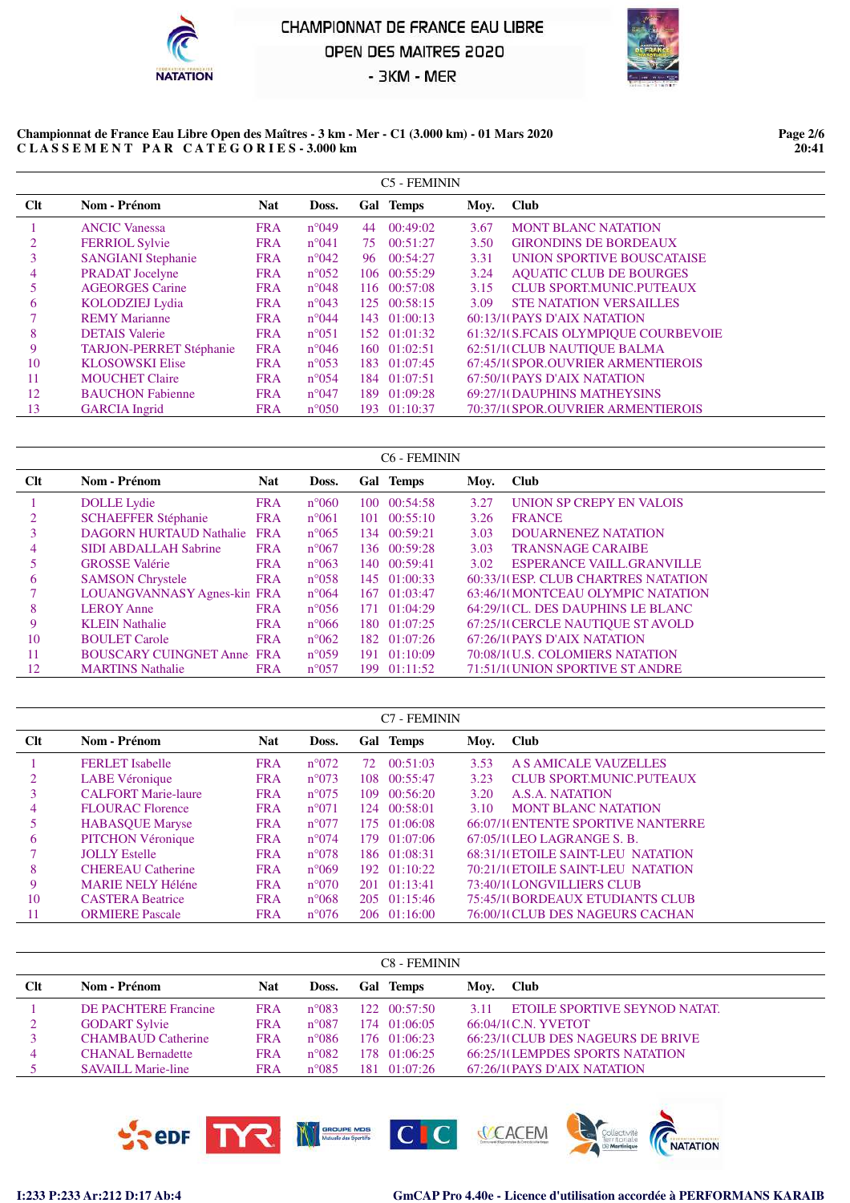# CHAMPIONNAT DE FRANCE EAU LIBRE
## OPEN DES MAITRES 2020
## - 3KM - MER

**Championnat de France Eau Libre Open des Maîtres - 3 km - Mer - C1 (3.000 km) - 01 Mars 2020**
**CLASSEMENT PAR CATEGORIES - 3.000 km**

### C5 - FEMININ

| Clt | Nom - Prénom | Nat | Doss. | Gal | Temps | Moy. | Club |
|---|---|---|---|---|---|---|---|
| 1 | ANCIC Vanessa | FRA | n°049 | 44 | 00:49:02 | 3.67 | MONT BLANC NATATION |
| 2 | FERRIOL Sylvie | FRA | n°041 | 75 | 00:51:27 | 3.50 | GIRONDINS DE BORDEAUX |
| 3 | SANGIANI Stephanie | FRA | n°042 | 96 | 00:54:27 | 3.31 | UNION SPORTIVE BOUSCATAISE |
| 4 | PRADAT Jocelyne | FRA | n°052 | 106 | 00:55:29 | 3.24 | AQUATIC CLUB DE BOURGES |
| 5 | AGEORGES Carine | FRA | n°048 | 116 | 00:57:08 | 3.15 | CLUB SPORT.MUNIC.PUTEAUX |
| 6 | KOLODZIEJ Lydia | FRA | n°043 | 125 | 00:58:15 | 3.09 | STE NATATION VERSAILLES |
| 7 | REMY Marianne | FRA | n°044 | 143 | 01:00:13 | 60:13/1( | PAYS D'AIX NATATION |
| 8 | DETAIS Valerie | FRA | n°051 | 152 | 01:01:32 | 61:32/1( | S.FCAIS OLYMPIQUE COURBEVOIE |
| 9 | TARJON-PERRET Stéphanie | FRA | n°046 | 160 | 01:02:51 | 62:51/1( | CLUB NAUTIQUE BALMA |
| 10 | KLOSOWSKI Elise | FRA | n°053 | 183 | 01:07:45 | 67:45/1( | SPOR.OUVRIER ARMENTIEROIS |
| 11 | MOUCHET Claire | FRA | n°054 | 184 | 01:07:51 | 67:50/1( | PAYS D'AIX NATATION |
| 12 | BAUCHON Fabienne | FRA | n°047 | 189 | 01:09:28 | 69:27/1( | DAUPHINS MATHEYSINS |
| 13 | GARCIA Ingrid | FRA | n°050 | 193 | 01:10:37 | 70:37/1( | SPOR.OUVRIER ARMENTIEROIS |

### C6 - FEMININ

| Clt | Nom - Prénom | Nat | Doss. | Gal | Temps | Moy. | Club |
|---|---|---|---|---|---|---|---|
| 1 | DOLLE Lydie | FRA | n°060 | 100 | 00:54:58 | 3.27 | UNION SP CREPY EN VALOIS |
| 2 | SCHAEFFER Stéphanie | FRA | n°061 | 101 | 00:55:10 | 3.26 | FRANCE |
| 3 | DAGORN HURTAUD Nathalie | FRA | n°065 | 134 | 00:59:21 | 3.03 | DOUARNENEZ NATATION |
| 4 | SIDI ABDALLAH Sabrine | FRA | n°067 | 136 | 00:59:28 | 3.03 | TRANSNAGE CARAIBE |
| 5 | GROSSE Valérie | FRA | n°063 | 140 | 00:59:41 | 3.02 | ESPERANCE VAILL.GRANVILLE |
| 6 | SAMSON Chrystele | FRA | n°058 | 145 | 01:00:33 | 60:33/1( | ESP. CLUB CHARTRES NATATION |
| 7 | LOUANGVANNASY Agnes-kin | FRA | n°064 | 167 | 01:03:47 | 63:46/1( | MONTCEAU OLYMPIC NATATION |
| 8 | LEROY Anne | FRA | n°056 | 171 | 01:04:29 | 64:29/1( | CL. DES DAUPHINS LE BLANC |
| 9 | KLEIN Nathalie | FRA | n°066 | 180 | 01:07:25 | 67:25/1( | CERCLE NAUTIQUE ST AVOLD |
| 10 | BOULET Carole | FRA | n°062 | 182 | 01:07:26 | 67:26/1( | PAYS D'AIX NATATION |
| 11 | BOUSCARY CUINGNET Anne | FRA | n°059 | 191 | 01:10:09 | 70:08/1( | U.S. COLOMIERS NATATION |
| 12 | MARTINS Nathalie | FRA | n°057 | 199 | 01:11:52 | 71:51/1( | UNION SPORTIVE ST ANDRE |

### C7 - FEMININ

| Clt | Nom - Prénom | Nat | Doss. | Gal | Temps | Moy. | Club |
|---|---|---|---|---|---|---|---|
| 1 | FERLET Isabelle | FRA | n°072 | 72 | 00:51:03 | 3.53 | A S AMICALE VAUZELLES |
| 2 | LABE Véronique | FRA | n°073 | 108 | 00:55:47 | 3.23 | CLUB SPORT.MUNIC.PUTEAUX |
| 3 | CALFORT Marie-laure | FRA | n°075 | 109 | 00:56:20 | 3.20 | A.S.A. NATATION |
| 4 | FLOURAC Florence | FRA | n°071 | 124 | 00:58:01 | 3.10 | MONT BLANC NATATION |
| 5 | HABASQUE Maryse | FRA | n°077 | 175 | 01:06:08 | 66:07/1( | ENTENTE SPORTIVE NANTERRE |
| 6 | PITCHON Véronique | FRA | n°074 | 179 | 01:07:06 | 67:05/1( | LEO LAGRANGE S. B. |
| 7 | JOLLY Estelle | FRA | n°078 | 186 | 01:08:31 | 68:31/1( | ETOILE SAINT-LEU NATATION |
| 8 | CHEREAU Catherine | FRA | n°069 | 192 | 01:10:22 | 70:21/1( | ETOILE SAINT-LEU NATATION |
| 9 | MARIE NELY Héléne | FRA | n°070 | 201 | 01:13:41 | 73:40/1( | LONGVILLIERS CLUB |
| 10 | CASTERA Beatrice | FRA | n°068 | 205 | 01:15:46 | 75:45/1( | BORDEAUX ETUDIANTS CLUB |
| 11 | ORMIERE Pascale | FRA | n°076 | 206 | 01:16:00 | 76:00/1( | CLUB DES NAGEURS CACHAN |

### C8 - FEMININ

| Clt | Nom - Prénom | Nat | Doss. | Gal | Temps | Moy. | Club |
|---|---|---|---|---|---|---|---|
| 1 | DE PACHTERE Francine | FRA | n°083 | 122 | 00:57:50 | 3.11 | ETOILE SPORTIVE SEYNOD NATAT. |
| 2 | GODART Sylvie | FRA | n°087 | 174 | 01:06:05 | 66:04/1( | C.N. YVETOT |
| 3 | CHAMBAUD Catherine | FRA | n°086 | 176 | 01:06:23 | 66:23/1( | CLUB DES NAGEURS DE BRIVE |
| 4 | CHANAL Bernadette | FRA | n°082 | 178 | 01:06:25 | 66:25/1( | LEMPDES SPORTS NATATION |
| 5 | SAVAILL Marie-line | FRA | n°085 | 181 | 01:07:26 | 67:26/1( | PAYS D'AIX NATATION |

I:233 P:233 Ar:212 D:17 Ab:4

GmCAP Pro 4.40e - Licence d'utilisation accordée à PERFORMANS KARAIB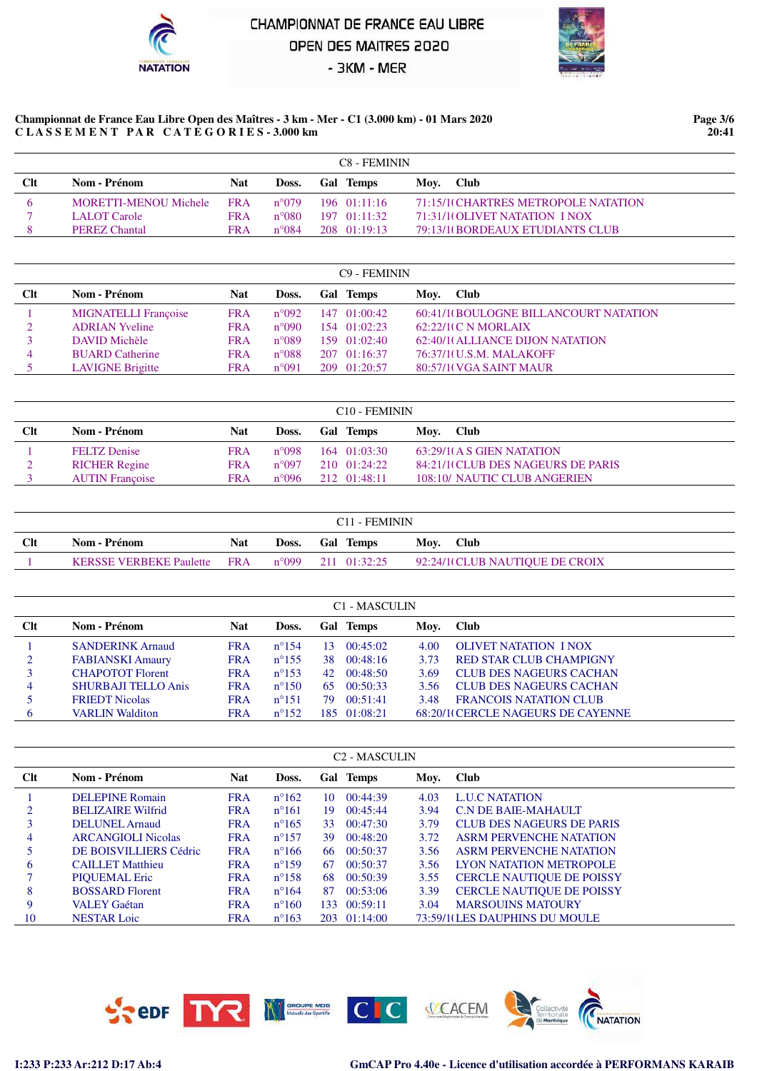# CHAMPIONNAT DE FRANCE EAU LIBRE
## OPEN DES MAITRES 2020
## - 3KM - MER

**Championnat de France Eau Libre Open des Maîtres - 3 km - Mer - C1 (3.000 km) - 01 Mars 2020**
**C L A S S E M E N T   P A R   C A T E G O R I E S - 3.000 km**

### C8 - FEMININ

| Clt | Nom - Prénom | Nat | Doss. | Gal | Temps | Moy. | Club |
|---|---|---|---|---|---|---|---|
| 6 | MORETTI-MENOU Michele | FRA | n°079 | 196 | 01:11:16 | 71:15/1( | CHARTRES METROPOLE NATATION |
| 7 | LALOT Carole | FRA | n°080 | 197 | 01:11:32 | 71:31/1( | OLIVET NATATION I NOX |
| 8 | PEREZ Chantal | FRA | n°084 | 208 | 01:19:13 | 79:13/1( | BORDEAUX ETUDIANTS CLUB |

### C9 - FEMININ

| Clt | Nom - Prénom | Nat | Doss. | Gal | Temps | Moy. | Club |
|---|---|---|---|---|---|---|---|
| 1 | MIGNATELLI Françoise | FRA | n°092 | 147 | 01:00:42 | 60:41/1( | BOULOGNE BILLANCOURT NATATION |
| 2 | ADRIAN Yveline | FRA | n°090 | 154 | 01:02:23 | 62:22/1( | C N MORLAIX |
| 3 | DAVID Michèle | FRA | n°089 | 159 | 01:02:40 | 62:40/1( | ALLIANCE DIJON NATATION |
| 4 | BUARD Catherine | FRA | n°088 | 207 | 01:16:37 | 76:37/1( | U.S.M. MALAKOFF |
| 5 | LAVIGNE Brigitte | FRA | n°091 | 209 | 01:20:57 | 80:57/1( | VGA SAINT MAUR |

### C10 - FEMININ

| Clt | Nom - Prénom | Nat | Doss. | Gal | Temps | Moy. | Club |
|---|---|---|---|---|---|---|---|
| 1 | FELTZ Denise | FRA | n°098 | 164 | 01:03:30 | 63:29/1( | A S GIEN NATATION |
| 2 | RICHER Regine | FRA | n°097 | 210 | 01:24:22 | 84:21/1( | CLUB DES NAGEURS DE PARIS |
| 3 | AUTIN Françoise | FRA | n°096 | 212 | 01:48:11 | 108:10/ | NAUTIC CLUB ANGERIEN |

### C11 - FEMININ

| Clt | Nom - Prénom | Nat | Doss. | Gal | Temps | Moy. | Club |
|---|---|---|---|---|---|---|---|
| 1 | KERSSE VERBEKE Paulette | FRA | n°099 | 211 | 01:32:25 | 92:24/1( | CLUB NAUTIQUE DE CROIX |

### C1 - MASCULIN

| Clt | Nom - Prénom | Nat | Doss. | Gal | Temps | Moy. | Club |
|---|---|---|---|---|---|---|---|
| 1 | SANDERINK Arnaud | FRA | n°154 | 13 | 00:45:02 | 4.00 | OLIVET NATATION I NOX |
| 2 | FABIANSKI Amaury | FRA | n°155 | 38 | 00:48:16 | 3.73 | RED STAR CLUB CHAMPIGNY |
| 3 | CHAPOTOT Florent | FRA | n°153 | 42 | 00:48:50 | 3.69 | CLUB DES NAGEURS CACHAN |
| 4 | SHURBAJI TELLO Anis | FRA | n°150 | 65 | 00:50:33 | 3.56 | CLUB DES NAGEURS CACHAN |
| 5 | FRIEDT Nicolas | FRA | n°151 | 79 | 00:51:41 | 3.48 | FRANCOIS NATATION CLUB |
| 6 | VARLIN Walditon | FRA | n°152 | 185 | 01:08:21 | 68:20/1( | CERCLE NAGEURS DE CAYENNE |

### C2 - MASCULIN

| Clt | Nom - Prénom | Nat | Doss. | Gal | Temps | Moy. | Club |
|---|---|---|---|---|---|---|---|
| 1 | DELEPINE Romain | FRA | n°162 | 10 | 00:44:39 | 4.03 | L.U.C NATATION |
| 2 | BELIZAIRE Wilfrid | FRA | n°161 | 19 | 00:45:44 | 3.94 | C.N DE BAIE-MAHAULT |
| 3 | DELUNEL Arnaud | FRA | n°165 | 33 | 00:47:30 | 3.79 | CLUB DES NAGEURS DE PARIS |
| 4 | ARCANGIOLI Nicolas | FRA | n°157 | 39 | 00:48:20 | 3.72 | ASRM PERVENCHE NATATION |
| 5 | DE BOISVILLIERS Cédric | FRA | n°166 | 66 | 00:50:37 | 3.56 | ASRM PERVENCHE NATATION |
| 6 | CAILLET Matthieu | FRA | n°159 | 67 | 00:50:37 | 3.56 | LYON NATATION METROPOLE |
| 7 | PIQUEMAL Eric | FRA | n°158 | 68 | 00:50:39 | 3.55 | CERCLE NAUTIQUE DE POISSY |
| 8 | BOSSARD Florent | FRA | n°164 | 87 | 00:53:06 | 3.39 | CERCLE NAUTIQUE DE POISSY |
| 9 | VALEY Gaétan | FRA | n°160 | 133 | 00:59:11 | 3.04 | MARSOUINS MATOURY |
| 10 | NESTAR Loic | FRA | n°163 | 203 | 01:14:00 | 73:59/1( | LES DAUPHINS DU MOULE |

I:233 P:233 Ar:212 D:17 Ab:4

GmCAP Pro 4.40e - Licence d'utilisation accordée à PERFORMANS KARAIB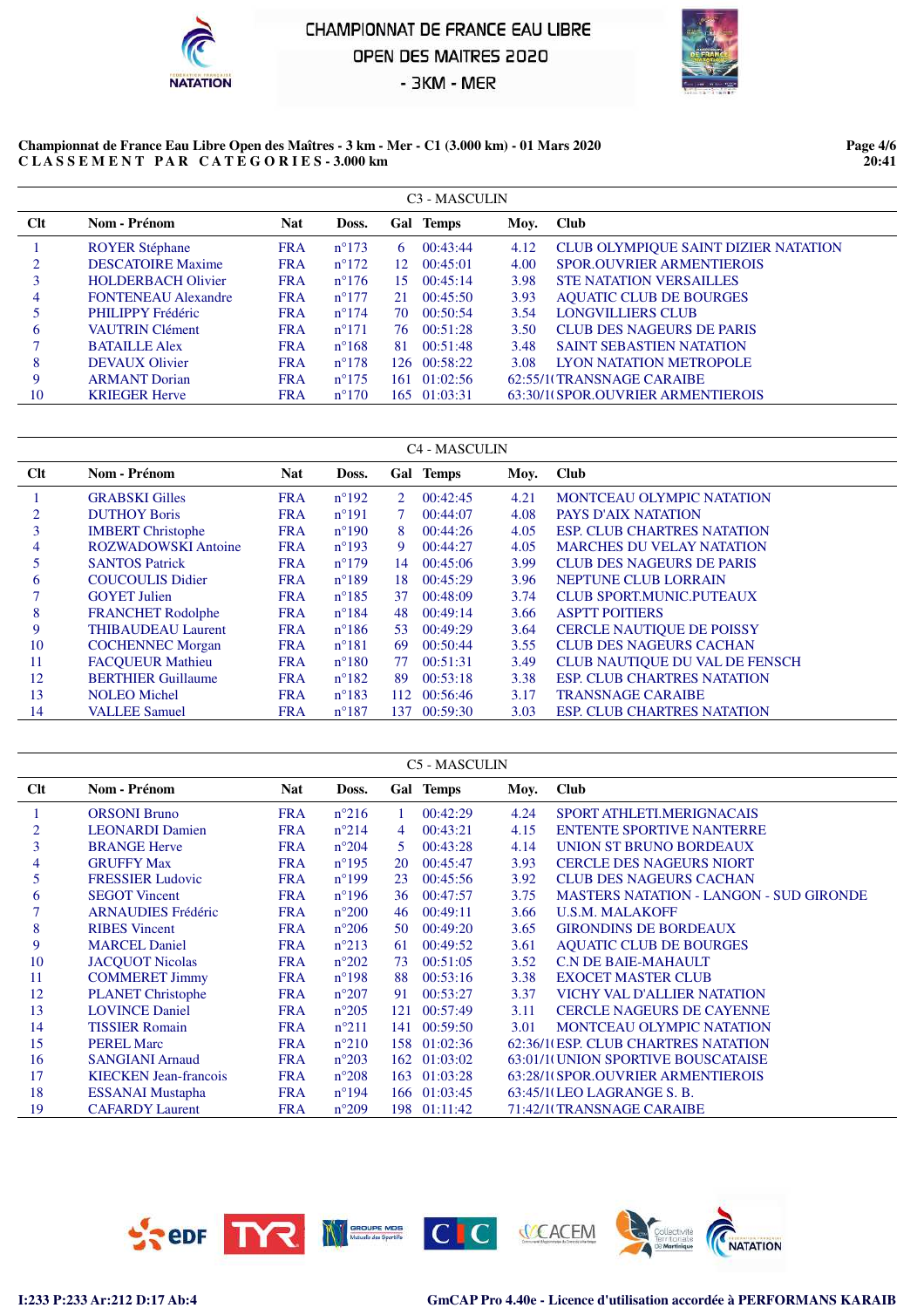# CHAMPIONNAT DE FRANCE EAU LIBRE
## OPEN DES MAITRES 2020
## - 3KM - MER

**Championnat de France Eau Libre Open des Maîtres - 3 km - Mer - C1 (3.000 km) - 01 Mars 2020**
**CLASSEMENT PAR CATEGORIES - 3.000 km**

### C3 - MASCULIN

| Clt | Nom - Prénom | Nat | Doss. | Gal | Temps | Moy. | Club |
|---|---|---|---|---|---|---|---|
| 1 | ROYER Stéphane | FRA | n°173 | 6 | 00:43:44 | 4.12 | CLUB OLYMPIQUE SAINT DIZIER NATATION |
| 2 | DESCATOIRE Maxime | FRA | n°172 | 12 | 00:45:01 | 4.00 | SPOR.OUVRIER ARMENTIEROIS |
| 3 | HOLDERBACH Olivier | FRA | n°176 | 15 | 00:45:14 | 3.98 | STE NATATION VERSAILLES |
| 4 | FONTENEAU Alexandre | FRA | n°177 | 21 | 00:45:50 | 3.93 | AQUATIC CLUB DE BOURGES |
| 5 | PHILIPPY Frédéric | FRA | n°174 | 70 | 00:50:54 | 3.54 | LONGVILLIERS CLUB |
| 6 | VAUTRIN Clément | FRA | n°171 | 76 | 00:51:28 | 3.50 | CLUB DES NAGEURS DE PARIS |
| 7 | BATAILLE Alex | FRA | n°168 | 81 | 00:51:48 | 3.48 | SAINT SEBASTIEN NATATION |
| 8 | DEVAUX Olivier | FRA | n°178 | 126 | 00:58:22 | 3.08 | LYON NATATION METROPOLE |
| 9 | ARMANT Dorian | FRA | n°175 | 161 | 01:02:56 | 62:55/1( | TRANSNAGE CARAIBE |
| 10 | KRIEGER Herve | FRA | n°170 | 165 | 01:03:31 | 63:30/1( | SPOR.OUVRIER ARMENTIEROIS |

### C4 - MASCULIN

| Clt | Nom - Prénom | Nat | Doss. | Gal | Temps | Moy. | Club |
|---|---|---|---|---|---|---|---|
| 1 | GRABSKI Gilles | FRA | n°192 | 2 | 00:42:45 | 4.21 | MONTCEAU OLYMPIC NATATION |
| 2 | DUTHOY Boris | FRA | n°191 | 7 | 00:44:07 | 4.08 | PAYS D'AIX NATATION |
| 3 | IMBERT Christophe | FRA | n°190 | 8 | 00:44:26 | 4.05 | ESP. CLUB CHARTRES NATATION |
| 4 | ROZWADOWSKI Antoine | FRA | n°193 | 9 | 00:44:27 | 4.05 | MARCHES DU VELAY NATATION |
| 5 | SANTOS Patrick | FRA | n°179 | 14 | 00:45:06 | 3.99 | CLUB DES NAGEURS DE PARIS |
| 6 | COUCOULIS Didier | FRA | n°189 | 18 | 00:45:29 | 3.96 | NEPTUNE CLUB LORRAIN |
| 7 | GOYET Julien | FRA | n°185 | 37 | 00:48:09 | 3.74 | CLUB SPORT.MUNIC.PUTEAUX |
| 8 | FRANCHET Rodolphe | FRA | n°184 | 48 | 00:49:14 | 3.66 | ASPTT POITIERS |
| 9 | THIBAUDEAU Laurent | FRA | n°186 | 53 | 00:49:29 | 3.64 | CERCLE NAUTIQUE DE POISSY |
| 10 | COCHENNEC Morgan | FRA | n°181 | 69 | 00:50:44 | 3.55 | CLUB DES NAGEURS CACHAN |
| 11 | FACQUEUR Mathieu | FRA | n°180 | 77 | 00:51:31 | 3.49 | CLUB NAUTIQUE DU VAL DE FENSCH |
| 12 | BERTHIER Guillaume | FRA | n°182 | 89 | 00:53:18 | 3.38 | ESP. CLUB CHARTRES NATATION |
| 13 | NOLEO Michel | FRA | n°183 | 112 | 00:56:46 | 3.17 | TRANSNAGE CARAIBE |
| 14 | VALLEE Samuel | FRA | n°187 | 137 | 00:59:30 | 3.03 | ESP. CLUB CHARTRES NATATION |

### C5 - MASCULIN

| Clt | Nom - Prénom | Nat | Doss. | Gal | Temps | Moy. | Club |
|---|---|---|---|---|---|---|---|
| 1 | ORSONI Bruno | FRA | n°216 | 1 | 00:42:29 | 4.24 | SPORT ATHLETI.MERIGNACAIS |
| 2 | LEONARDI Damien | FRA | n°214 | 4 | 00:43:21 | 4.15 | ENTENTE SPORTIVE NANTERRE |
| 3 | BRANGE Herve | FRA | n°204 | 5 | 00:43:28 | 4.14 | UNION ST BRUNO BORDEAUX |
| 4 | GRUFFY Max | FRA | n°195 | 20 | 00:45:47 | 3.93 | CERCLE DES NAGEURS NIORT |
| 5 | FRESSIER Ludovic | FRA | n°199 | 23 | 00:45:56 | 3.92 | CLUB DES NAGEURS CACHAN |
| 6 | SEGOT Vincent | FRA | n°196 | 36 | 00:47:57 | 3.75 | MASTERS NATATION - LANGON - SUD GIRONDE |
| 7 | ARNAUDIES Frédéric | FRA | n°200 | 46 | 00:49:11 | 3.66 | U.S.M. MALAKOFF |
| 8 | RIBES Vincent | FRA | n°206 | 50 | 00:49:20 | 3.65 | GIRONDINS DE BORDEAUX |
| 9 | MARCEL Daniel | FRA | n°213 | 61 | 00:49:52 | 3.61 | AQUATIC CLUB DE BOURGES |
| 10 | JACQUOT Nicolas | FRA | n°202 | 73 | 00:51:05 | 3.52 | C.N DE BAIE-MAHAULT |
| 11 | COMMERET Jimmy | FRA | n°198 | 88 | 00:53:16 | 3.38 | EXOCET MASTER CLUB |
| 12 | PLANET Christophe | FRA | n°207 | 91 | 00:53:27 | 3.37 | VICHY VAL D'ALLIER NATATION |
| 13 | LOVINCE Daniel | FRA | n°205 | 121 | 00:57:49 | 3.11 | CERCLE NAGEURS DE CAYENNE |
| 14 | TISSIER Romain | FRA | n°211 | 141 | 00:59:50 | 3.01 | MONTCEAU OLYMPIC NATATION |
| 15 | PEREL Marc | FRA | n°210 | 158 | 01:02:36 | 62:36/1( | ESP. CLUB CHARTRES NATATION |
| 16 | SANGIANI Arnaud | FRA | n°203 | 162 | 01:03:02 | 63:01/1( | UNION SPORTIVE BOUSCATAISE |
| 17 | KIECKEN Jean-francois | FRA | n°208 | 163 | 01:03:28 | 63:28/1( | SPOR.OUVRIER ARMENTIEROIS |
| 18 | ESSANAI Mustapha | FRA | n°194 | 166 | 01:03:45 | 63:45/1( | LEO LAGRANGE S. B. |
| 19 | CAFARDY Laurent | FRA | n°209 | 198 | 01:11:42 | 71:42/1( | TRANSNAGE CARAIBE |

I:233 P:233 Ar:212 D:17 Ab:4

GmCAP Pro 4.40e - Licence d'utilisation accordée à PERFORMANS KARAIB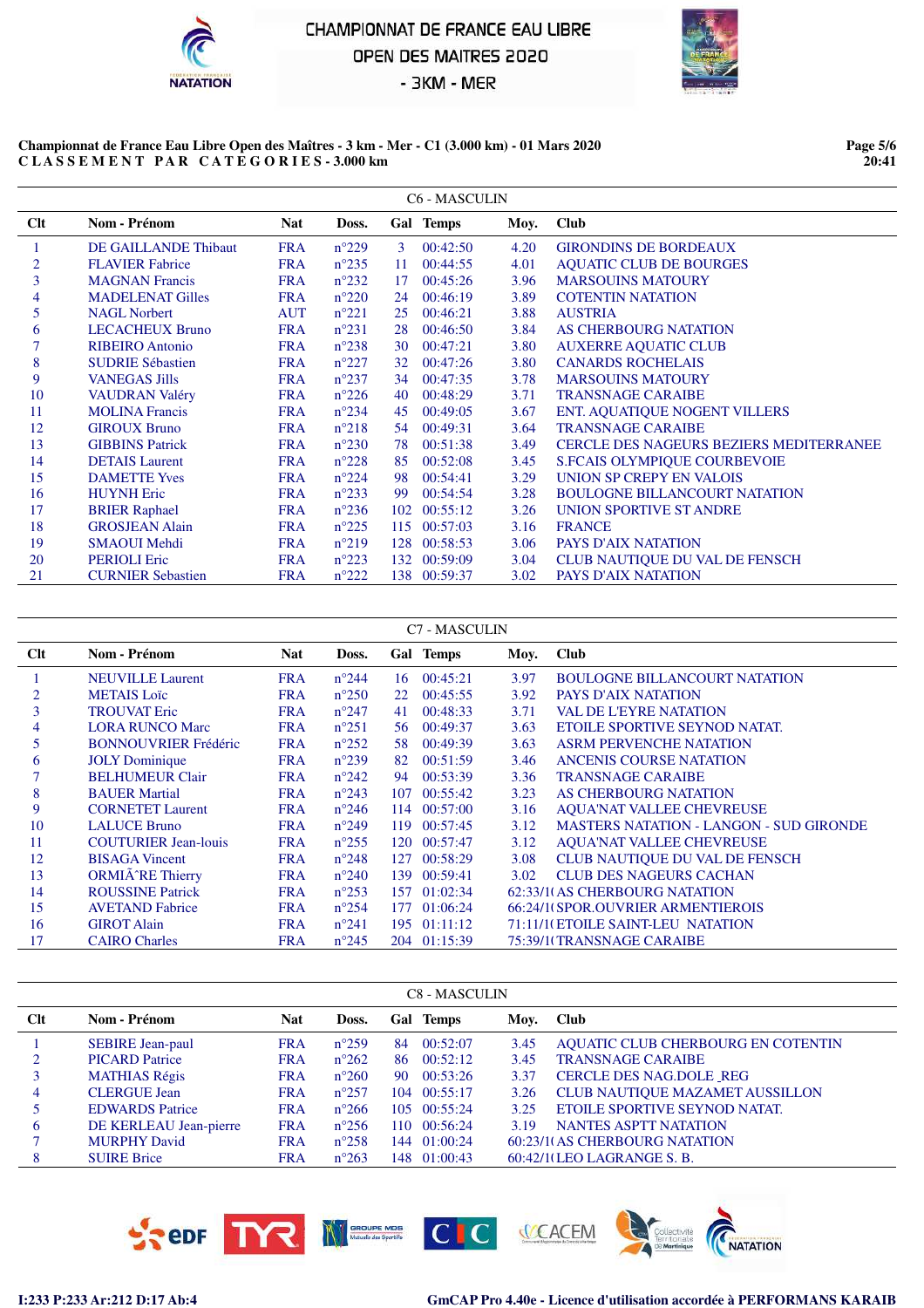# CHAMPIONNAT DE FRANCE EAU LIBRE
## OPEN DES MAITRES 2020
## - 3KM - MER

**Championnat de France Eau Libre Open des Maîtres - 3 km - Mer - C1 (3.000 km) - 01 Mars 2020**
**CLASSEMENT PAR CATEGORIES - 3.000 km**

### C6 - MASCULIN

| Clt | Nom - Prénom | Nat | Doss. | Gal | Temps | Moy. | Club |
|---|---|---|---|---|---|---|---|
| 1 | DE GAILLANDE Thibaut | FRA | n°229 | 3 | 00:42:50 | 4.20 | GIRONDINS DE BORDEAUX |
| 2 | FLAVIER Fabrice | FRA | n°235 | 11 | 00:44:55 | 4.01 | AQUATIC CLUB DE BOURGES |
| 3 | MAGNAN Francis | FRA | n°232 | 17 | 00:45:26 | 3.96 | MARSOUINS MATOURY |
| 4 | MADELENEAT Gilles | FRA | n°220 | 24 | 00:46:19 | 3.89 | COTENTIN NATATION |
| 5 | NAGL Norbert | AUT | n°221 | 25 | 00:46:21 | 3.88 | AUSTRIA |
| 6 | LECACHEUX Bruno | FRA | n°231 | 28 | 00:46:50 | 3.84 | AS CHERBOURG NATATION |
| 7 | RIBEIRO Antonio | FRA | n°238 | 30 | 00:47:21 | 3.80 | AUXERRE AQUATIC CLUB |
| 8 | SUDRIE Sébastien | FRA | n°227 | 32 | 00:47:26 | 3.80 | CANARDS ROCHELAIS |
| 9 | VANEGAS Jills | FRA | n°237 | 34 | 00:47:35 | 3.78 | MARSOUINS MATOURY |
| 10 | VAUDRAN Valéry | FRA | n°226 | 40 | 00:48:29 | 3.71 | TRANSNAGE CARAIBE |
| 11 | MOLINA Francis | FRA | n°234 | 45 | 00:49:05 | 3.67 | ENT. AQUATIQUE NOGENT VILLERS |
| 12 | GIROUX Bruno | FRA | n°218 | 54 | 00:49:31 | 3.64 | TRANSNAGE CARAIBE |
| 13 | GIBBINS Patrick | FRA | n°230 | 78 | 00:51:38 | 3.49 | CERCLE DES NAGEURS BEZIERS MEDITERRANEE |
| 14 | DETAIS Laurent | FRA | n°228 | 85 | 00:52:08 | 3.45 | S.FCAIS OLYMPIQUE COURBEVOIE |
| 15 | DAMETTE Yves | FRA | n°224 | 98 | 00:54:41 | 3.29 | UNION SP CREPY EN VALOIS |
| 16 | HUYNH Eric | FRA | n°233 | 99 | 00:54:54 | 3.28 | BOULOGNE BILLANCOURT NATATION |
| 17 | BRIER Raphael | FRA | n°236 | 102 | 00:55:12 | 3.26 | UNION SPORTIVE ST ANDRE |
| 18 | GROSJEAN Alain | FRA | n°225 | 115 | 00:57:03 | 3.16 | FRANCE |
| 19 | SMAOUI Mehdi | FRA | n°219 | 128 | 00:58:53 | 3.06 | PAYS D'AIX NATATION |
| 20 | PERIOLI Eric | FRA | n°223 | 132 | 00:59:09 | 3.04 | CLUB NAUTIQUE DU VAL DE FENSCH |
| 21 | CURNIER Sebastien | FRA | n°222 | 138 | 00:59:37 | 3.02 | PAYS D'AIX NATATION |

### C7 - MASCULIN

| Clt | Nom - Prénom | Nat | Doss. | Gal | Temps | Moy. | Club |
|---|---|---|---|---|---|---|---|
| 1 | NEUVILLE Laurent | FRA | n°244 | 16 | 00:45:21 | 3.97 | BOULOGNE BILLANCOURT NATATION |
| 2 | METAIS Loïc | FRA | n°250 | 22 | 00:45:55 | 3.92 | PAYS D'AIX NATATION |
| 3 | TROUVAT Eric | FRA | n°247 | 41 | 00:48:33 | 3.71 | VAL DE L'EYRE NATATION |
| 4 | LORA RUNCO Marc | FRA | n°251 | 56 | 00:49:37 | 3.63 | ETOILE SPORTIVE SEYNOD NATAT. |
| 5 | BONNOUVRIER Frédéric | FRA | n°252 | 58 | 00:49:39 | 3.63 | ASRM PERVENCHE NATATION |
| 6 | JOLY Dominique | FRA | n°239 | 82 | 00:51:59 | 3.46 | ANCENIS COURSE NATATION |
| 7 | BELHUMEUR Clair | FRA | n°242 | 94 | 00:53:39 | 3.36 | TRANSNAGE CARAIBE |
| 8 | BAUER Martial | FRA | n°243 | 107 | 00:55:42 | 3.23 | AS CHERBOURG NATATION |
| 9 | CORNETET Laurent | FRA | n°246 | 114 | 00:57:00 | 3.16 | AQUA'NAT VALLEE CHEVREUSE |
| 10 | LALUCE Bruno | FRA | n°249 | 119 | 00:57:45 | 3.12 | MASTERS NATATION - LANGON - SUD GIRONDE |
| 11 | COUTURIER Jean-louis | FRA | n°255 | 120 | 00:57:47 | 3.12 | AQUA'NAT VALLEE CHEVREUSE |
| 12 | BISAGA Vincent | FRA | n°248 | 127 | 00:58:29 | 3.08 | CLUB NAUTIQUE DU VAL DE FENSCH |
| 13 | ORMIÃˆRE Thierry | FRA | n°240 | 139 | 00:59:41 | 3.02 | CLUB DES NAGEURS CACHAN |
| 14 | ROUSSINE Patrick | FRA | n°253 | 157 | 01:02:34 | 62:33/1( | AS CHERBOURG NATATION |
| 15 | AVETAND Fabrice | FRA | n°254 | 177 | 01:06:24 | 66:24/1( | SPOR.OUVRIER ARMENTIEROIS |
| 16 | GIROT Alain | FRA | n°241 | 195 | 01:11:12 | 71:11/1( | ETOILE SAINT-LEU NATATION |
| 17 | CAIRO Charles | FRA | n°245 | 204 | 01:15:39 | 75:39/1( | TRANSNAGE CARAIBE |

### C8 - MASCULIN

| Clt | Nom - Prénom | Nat | Doss. | Gal | Temps | Moy. | Club |
|---|---|---|---|---|---|---|---|
| 1 | SEBIRE Jean-paul | FRA | n°259 | 84 | 00:52:07 | 3.45 | AQUATIC CLUB CHERBOURG EN COTENTIN |
| 2 | PICARD Patrice | FRA | n°262 | 86 | 00:52:12 | 3.45 | TRANSNAGE CARAIBE |
| 3 | MATHIAS Régis | FRA | n°260 | 90 | 00:53:26 | 3.37 | CERCLE DES NAG.DOLE _REG |
| 4 | CLERGUE Jean | FRA | n°257 | 104 | 00:55:17 | 3.26 | CLUB NAUTIQUE MAZAMET AUSSILLON |
| 5 | EDWARDS Patrice | FRA | n°266 | 105 | 00:55:24 | 3.25 | ETOILE SPORTIVE SEYNOD NATAT. |
| 6 | DE KERLEAU Jean-pierre | FRA | n°256 | 110 | 00:56:24 | 3.19 | NANTES ASPTT NATATION |
| 7 | MURPHY David | FRA | n°258 | 144 | 01:00:24 | 60:23/1( | AS CHERBOURG NATATION |
| 8 | SUIRE Brice | FRA | n°263 | 148 | 01:00:43 | 60:42/1( | LEO LAGRANGE S. B. |

I:233 P:233 Ar:212 D:17 Ab:4

GmCAP Pro 4.40e - Licence d'utilisation accordée à PERFORMANS KARAIB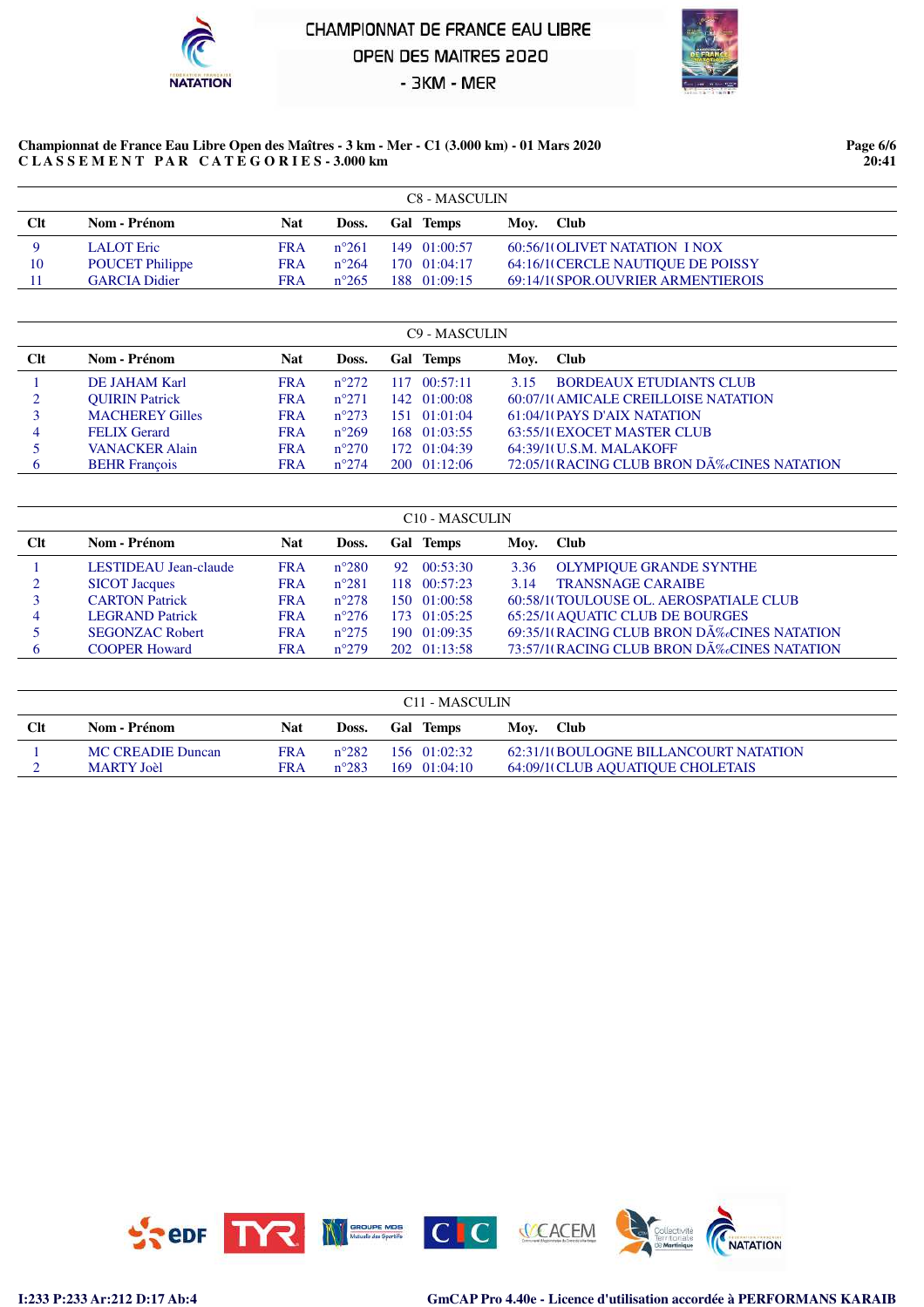# CHAMPIONNAT DE FRANCE EAU LIBRE
## OPEN DES MAITRES 2020
## - 3KM - MER

**Championnat de France Eau Libre Open des Maîtres - 3 km - Mer - C1 (3.000 km) - 01 Mars 2020**
**CLASSEMENT PAR CATEGORIES - 3.000 km**

### C8 - MASCULIN

| Clt | Nom - Prénom | Nat | Doss. | Gal | Temps | Moy. | Club |
|---|---|---|---|---|---|---|---|
| 9 | LALOT Eric | FRA | n°261 | 149 | 01:00:57 | 60:56/1( | OLIVET NATATION I NOX |
| 10 | POUCET Philippe | FRA | n°264 | 170 | 01:04:17 | 64:16/1( | CERCLE NAUTIQUE DE POISSY |
| 11 | GARCIA Didier | FRA | n°265 | 188 | 01:09:15 | 69:14/1( | SPOR.OUVRIER ARMENTIEROIS |

### C9 - MASCULIN

| Clt | Nom - Prénom | Nat | Doss. | Gal | Temps | Moy. | Club |
|---|---|---|---|---|---|---|---|
| 1 | DE JAHAM Karl | FRA | n°272 | 117 | 00:57:11 | 3.15 | BORDEAUX ETUDIANTS CLUB |
| 2 | QUIRIN Patrick | FRA | n°271 | 142 | 01:00:08 | 60:07/1( | AMICALE CREILLOISE NATATION |
| 3 | MACHEREY Gilles | FRA | n°273 | 151 | 01:01:04 | 61:04/1( | PAYS D'AIX NATATION |
| 4 | FELIX Gerard | FRA | n°269 | 168 | 01:03:55 | 63:55/1( | EXOCET MASTER CLUB |
| 5 | VANACKER Alain | FRA | n°270 | 172 | 01:04:39 | 64:39/1( | U.S.M. MALAKOFF |
| 6 | BEHR François | FRA | n°274 | 200 | 01:12:06 | 72:05/1( | RACING CLUB BRON DÃ‰CINES NATATION |

### C10 - MASCULIN

| Clt | Nom - Prénom | Nat | Doss. | Gal | Temps | Moy. | Club |
|---|---|---|---|---|---|---|---|
| 1 | LESTIDEAU Jean-claude | FRA | n°280 | 92 | 00:53:30 | 3.36 | OLYMPIQUE GRANDE SYNTHE |
| 2 | SICOT Jacques | FRA | n°281 | 118 | 00:57:23 | 3.14 | TRANSNAGE CARAIBE |
| 3 | CARTON Patrick | FRA | n°278 | 150 | 01:00:58 | 60:58/1( | TOULOUSE OL. AEROSPATIALE CLUB |
| 4 | LEGRAND Patrick | FRA | n°276 | 173 | 01:05:25 | 65:25/1( | AQUATIC CLUB DE BOURGES |
| 5 | SEGONZAC Robert | FRA | n°275 | 190 | 01:09:35 | 69:35/1( | RACING CLUB BRON DÃ‰CINES NATATION |
| 6 | COOPER Howard | FRA | n°279 | 202 | 01:13:58 | 73:57/1( | RACING CLUB BRON DÃ‰CINES NATATION |

### C11 - MASCULIN

| Clt | Nom - Prénom | Nat | Doss. | Gal | Temps | Moy. | Club |
|---|---|---|---|---|---|---|---|
| 1 | MC CREADIE Duncan | FRA | n°282 | 156 | 01:02:32 | 62:31/1( | BOULOGNE BILLANCOURT NATATION |
| 2 | MARTY Joèl | FRA | n°283 | 169 | 01:04:10 | 64:09/1( | CLUB AQUATIQUE CHOLETAIS |

I:233 P:233 Ar:212 D:17 Ab:4

GmCAP Pro 4.40e - Licence d'utilisation accordée à PERFORMANS KARAIB